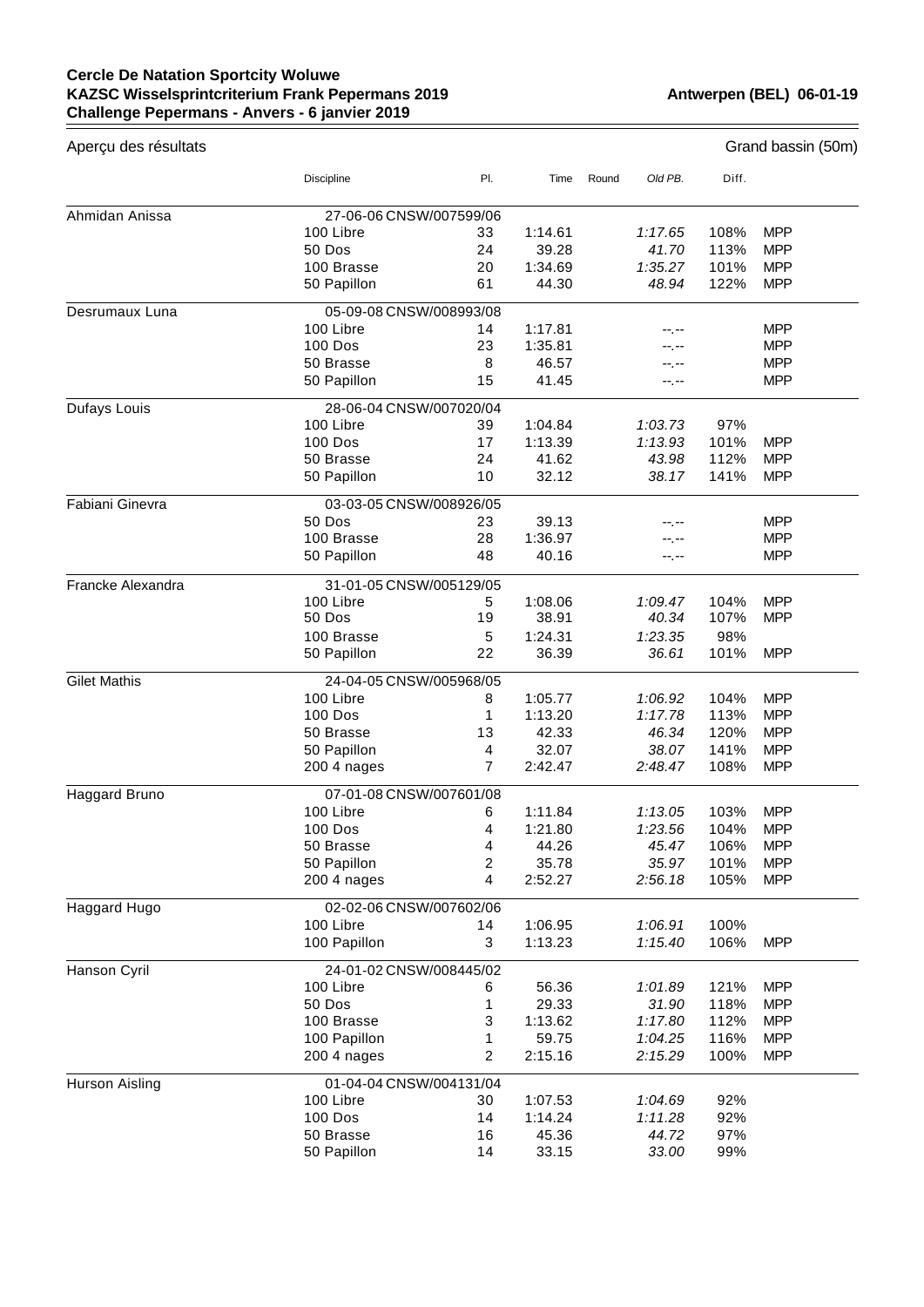**Cercle De Natation Sportcity Woluwe**
**KAZSC Wisselsprintcriterium Frank Pepermans 2019** **Antwerpen (BEL) 06-01-19**
**Challenge Pepermans - Anvers - 6 janvier 2019**

Aperçu des résultats Grand bassin (50m)

| | Discipline | Pl. | Time | Round | Old PB. | Diff. | |
|---|---|---|---|---|---|---|---|
| Ahmidan Anissa | 27-06-06 CNSW/007599/06 | | | | | | |
| | 100 Libre | 33 | 1:14.61 | | *1:17.65* | 108% | MPP |
| | 50 Dos | 24 | 39.28 | | *41.70* | 113% | MPP |
| | 100 Brasse | 20 | 1:34.69 | | *1:35.27* | 101% | MPP |
| | 50 Papillon | 61 | 44.30 | | *48.94* | 122% | MPP |
| Desrumaux Luna | 05-09-08 CNSW/008993/08 | | | | | | |
| | 100 Libre | 14 | 1:17.81 | | --.-- | | MPP |
| | 100 Dos | 23 | 1:35.81 | | --.-- | | MPP |
| | 50 Brasse | 8 | 46.57 | | --.-- | | MPP |
| | 50 Papillon | 15 | 41.45 | | --.-- | | MPP |
| Dufays Louis | 28-06-04 CNSW/007020/04 | | | | | | |
| | 100 Libre | 39 | 1:04.84 | | *1:03.73* | 97% | |
| | 100 Dos | 17 | 1:13.39 | | *1:13.93* | 101% | MPP |
| | 50 Brasse | 24 | 41.62 | | *43.98* | 112% | MPP |
| | 50 Papillon | 10 | 32.12 | | *38.17* | 141% | MPP |
| Fabiani Ginevra | 03-03-05 CNSW/008926/05 | | | | | | |
| | 50 Dos | 23 | 39.13 | | --.-- | | MPP |
| | 100 Brasse | 28 | 1:36.97 | | --.-- | | MPP |
| | 50 Papillon | 48 | 40.16 | | --.-- | | MPP |
| Francke Alexandra | 31-01-05 CNSW/005129/05 | | | | | | |
| | 100 Libre | 5 | 1:08.06 | | *1:09.47* | 104% | MPP |
| | 50 Dos | 19 | 38.91 | | *40.34* | 107% | MPP |
| | 100 Brasse | 5 | 1:24.31 | | *1:23.35* | 98% | |
| | 50 Papillon | 22 | 36.39 | | *36.61* | 101% | MPP |
| Gilet Mathis | 24-04-05 CNSW/005968/05 | | | | | | |
| | 100 Libre | 8 | 1:05.77 | | *1:06.92* | 104% | MPP |
| | 100 Dos | 1 | 1:13.20 | | *1:17.78* | 113% | MPP |
| | 50 Brasse | 13 | 42.33 | | *46.34* | 120% | MPP |
| | 50 Papillon | 4 | 32.07 | | *38.07* | 141% | MPP |
| | 200 4 nages | 7 | 2:42.47 | | *2:48.47* | 108% | MPP |
| Haggard Bruno | 07-01-08 CNSW/007601/08 | | | | | | |
| | 100 Libre | 6 | 1:11.84 | | *1:13.05* | 103% | MPP |
| | 100 Dos | 4 | 1:21.80 | | *1:23.56* | 104% | MPP |
| | 50 Brasse | 4 | 44.26 | | *45.47* | 106% | MPP |
| | 50 Papillon | 2 | 35.78 | | *35.97* | 101% | MPP |
| | 200 4 nages | 4 | 2:52.27 | | *2:56.18* | 105% | MPP |
| Haggard Hugo | 02-02-06 CNSW/007602/06 | | | | | | |
| | 100 Libre | 14 | 1:06.95 | | *1:06.91* | 100% | |
| | 100 Papillon | 3 | 1:13.23 | | *1:15.40* | 106% | MPP |
| Hanson Cyril | 24-01-02 CNSW/008445/02 | | | | | | |
| | 100 Libre | 6 | 56.36 | | *1:01.89* | 121% | MPP |
| | 50 Dos | 1 | 29.33 | | *31.90* | 118% | MPP |
| | 100 Brasse | 3 | 1:13.62 | | *1:17.80* | 112% | MPP |
| | 100 Papillon | 1 | 59.75 | | *1:04.25* | 116% | MPP |
| | 200 4 nages | 2 | 2:15.16 | | *2:15.29* | 100% | MPP |
| Hurson Aisling | 01-04-04 CNSW/004131/04 | | | | | | |
| | 100 Libre | 30 | 1:07.53 | | *1:04.69* | 92% | |
| | 100 Dos | 14 | 1:14.24 | | *1:11.28* | 92% | |
| | 50 Brasse | 16 | 45.36 | | *44.72* | 97% | |
| | 50 Papillon | 14 | 33.15 | | *33.00* | 99% | |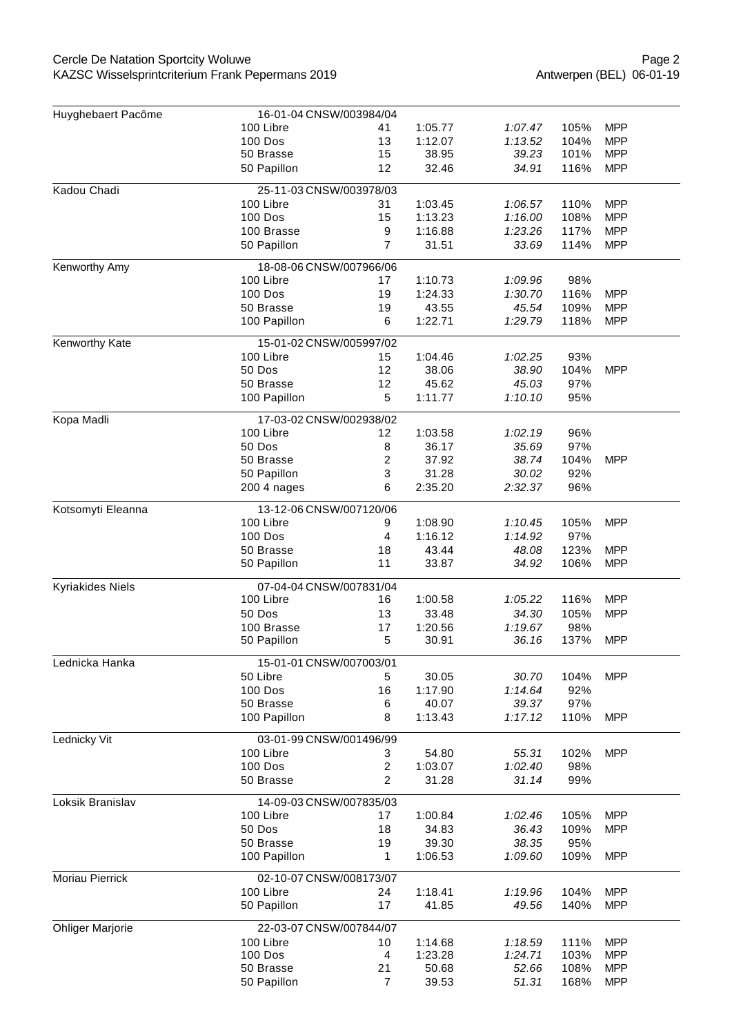| Nom | Épreuve | Place | Temps | Temps ref. | % | |
|---|---|---|---|---|---|---|
| Huyghebaert Pacôme | 16-01-04 CNSW/003984/04 | | | | | |
| | 100 Libre | 41 | 1:05.77 | *1:07.47* | 105% | MPP |
| | 100 Dos | 13 | 1:12.07 | *1:13.52* | 104% | MPP |
| | 50 Brasse | 15 | 38.95 | *39.23* | 101% | MPP |
| | 50 Papillon | 12 | 32.46 | *34.91* | 116% | MPP |
| Kadou Chadi | 25-11-03 CNSW/003978/03 | | | | | |
| | 100 Libre | 31 | 1:03.45 | *1:06.57* | 110% | MPP |
| | 100 Dos | 15 | 1:13.23 | *1:16.00* | 108% | MPP |
| | 100 Brasse | 9 | 1:16.88 | *1:23.26* | 117% | MPP |
| | 50 Papillon | 7 | 31.51 | *33.69* | 114% | MPP |
| Kenworthy Amy | 18-08-06 CNSW/007966/06 | | | | | |
| | 100 Libre | 17 | 1:10.73 | *1:09.96* | 98% | |
| | 100 Dos | 19 | 1:24.33 | *1:30.70* | 116% | MPP |
| | 50 Brasse | 19 | 43.55 | *45.54* | 109% | MPP |
| | 100 Papillon | 6 | 1:22.71 | *1:29.79* | 118% | MPP |
| Kenworthy Kate | 15-01-02 CNSW/005997/02 | | | | | |
| | 100 Libre | 15 | 1:04.46 | *1:02.25* | 93% | |
| | 50 Dos | 12 | 38.06 | *38.90* | 104% | MPP |
| | 50 Brasse | 12 | 45.62 | *45.03* | 97% | |
| | 100 Papillon | 5 | 1:11.77 | *1:10.10* | 95% | |
| Kopa Madli | 17-03-02 CNSW/002938/02 | | | | | |
| | 100 Libre | 12 | 1:03.58 | *1:02.19* | 96% | |
| | 50 Dos | 8 | 36.17 | *35.69* | 97% | |
| | 50 Brasse | 2 | 37.92 | *38.74* | 104% | MPP |
| | 50 Papillon | 3 | 31.28 | *30.02* | 92% | |
| | 200 4 nages | 6 | 2:35.20 | *2:32.37* | 96% | |
| Kotsomyti Eleanna | 13-12-06 CNSW/007120/06 | | | | | |
| | 100 Libre | 9 | 1:08.90 | *1:10.45* | 105% | MPP |
| | 100 Dos | 4 | 1:16.12 | *1:14.92* | 97% | |
| | 50 Brasse | 18 | 43.44 | *48.08* | 123% | MPP |
| | 50 Papillon | 11 | 33.87 | *34.92* | 106% | MPP |
| Kyriakides Niels | 07-04-04 CNSW/007831/04 | | | | | |
| | 100 Libre | 16 | 1:00.58 | *1:05.22* | 116% | MPP |
| | 50 Dos | 13 | 33.48 | *34.30* | 105% | MPP |
| | 100 Brasse | 17 | 1:20.56 | *1:19.67* | 98% | |
| | 50 Papillon | 5 | 30.91 | *36.16* | 137% | MPP |
| Lednicka Hanka | 15-01-01 CNSW/007003/01 | | | | | |
| | 50 Libre | 5 | 30.05 | *30.70* | 104% | MPP |
| | 100 Dos | 16 | 1:17.90 | *1:14.64* | 92% | |
| | 50 Brasse | 6 | 40.07 | *39.37* | 97% | |
| | 100 Papillon | 8 | 1:13.43 | *1:17.12* | 110% | MPP |
| Lednicky Vit | 03-01-99 CNSW/001496/99 | | | | | |
| | 100 Libre | 3 | 54.80 | *55.31* | 102% | MPP |
| | 100 Dos | 2 | 1:03.07 | *1:02.40* | 98% | |
| | 50 Brasse | 2 | 31.28 | *31.14* | 99% | |
| Loksik Branislav | 14-09-03 CNSW/007835/03 | | | | | |
| | 100 Libre | 17 | 1:00.84 | *1:02.46* | 105% | MPP |
| | 50 Dos | 18 | 34.83 | *36.43* | 109% | MPP |
| | 50 Brasse | 19 | 39.30 | *38.35* | 95% | |
| | 100 Papillon | 1 | 1:06.53 | *1:09.60* | 109% | MPP |
| Moriau Pierrick | 02-10-07 CNSW/008173/07 | | | | | |
| | 100 Libre | 24 | 1:18.41 | *1:19.96* | 104% | MPP |
| | 50 Papillon | 17 | 41.85 | *49.56* | 140% | MPP |
| Ohliger Marjorie | 22-03-07 CNSW/007844/07 | | | | | |
| | 100 Libre | 10 | 1:14.68 | *1:18.59* | 111% | MPP |
| | 100 Dos | 4 | 1:23.28 | *1:24.71* | 103% | MPP |
| | 50 Brasse | 21 | 50.68 | *52.66* | 108% | MPP |
| | 50 Papillon | 7 | 39.53 | *51.31* | 168% | MPP |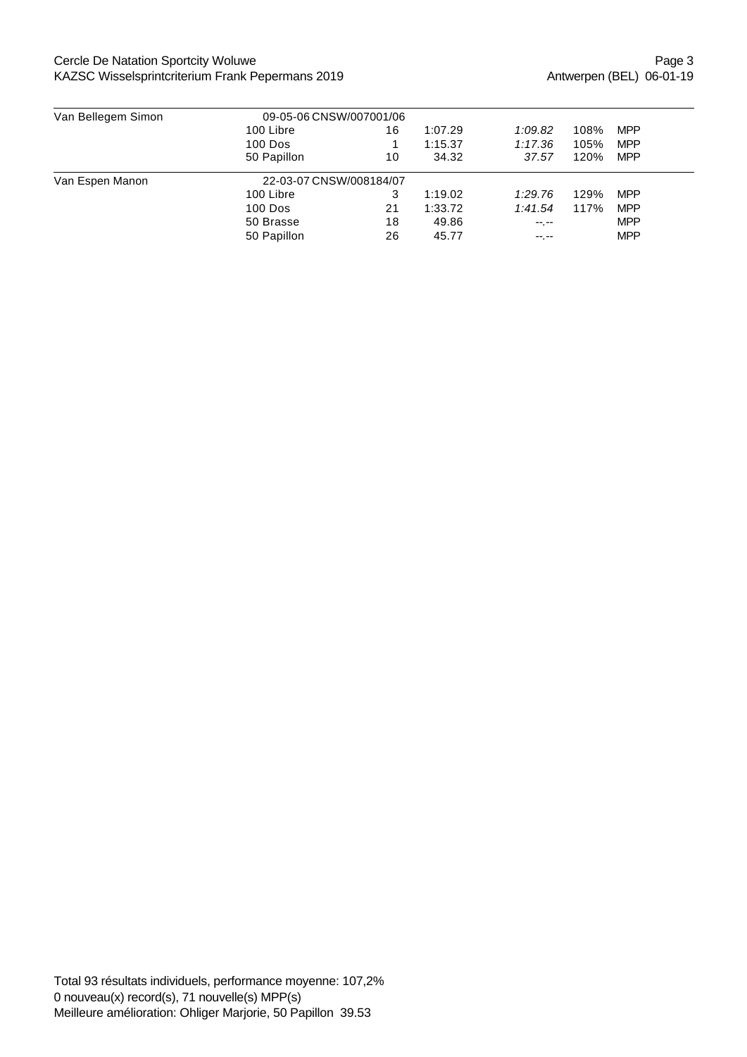| | | | | | | |
|---|---|---|---|---|---|---|
| Van Bellegem Simon | 09-05-06 CNSW/007001/06 | | | | | |
| | 100 Libre | 16 | 1:07.29 | *1:09.82* | 108% | MPP |
| | 100 Dos | 1 | 1:15.37 | *1:17.36* | 105% | MPP |
| | 50 Papillon | 10 | 34.32 | *37.57* | 120% | MPP |
| Van Espen Manon | 22-03-07 CNSW/008184/07 | | | | | |
| | 100 Libre | 3 | 1:19.02 | *1:29.76* | 129% | MPP |
| | 100 Dos | 21 | 1:33.72 | *1:41.54* | 117% | MPP |
| | 50 Brasse | 18 | 49.86 | --.-- | | MPP |
| | 50 Papillon | 26 | 45.77 | --.-- | | MPP |

Total 93 résultats individuels, performance moyenne: 107,2%
0 nouveau(x) record(s), 71 nouvelle(s) MPP(s)
Meilleure amélioration: Ohliger Marjorie, 50 Papillon 39.53